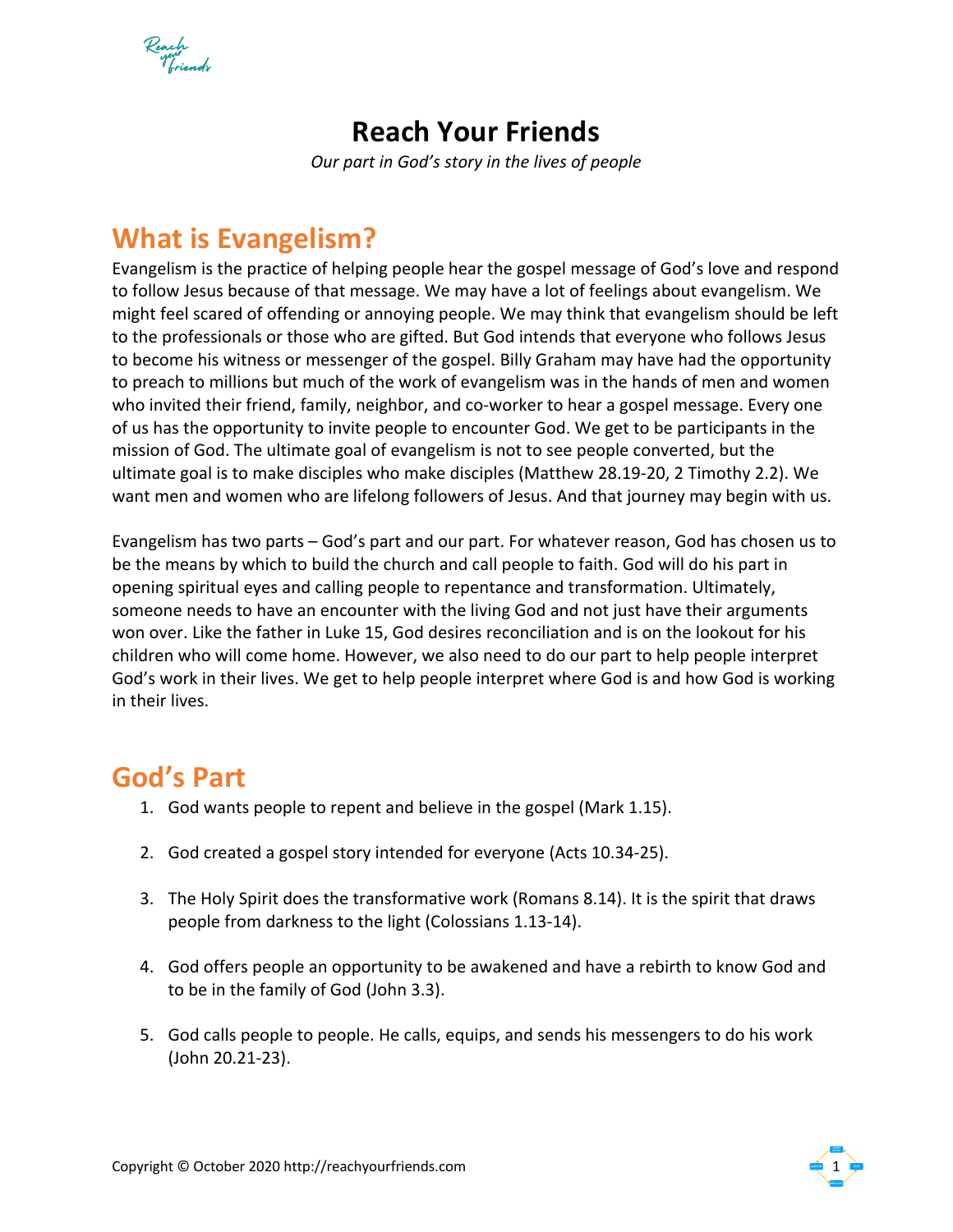# Reach Your Friends

*Our part in God's story in the lives of people*

## What is Evangelism?

Evangelism is the practice of helping people hear the gospel message of God's love and respond to follow Jesus because of that message. We may have a lot of feelings about evangelism. We might feel scared of offending or annoying people. We may think that evangelism should be left to the professionals or those who are gifted. But God intends that everyone who follows Jesus to become his witness or messenger of the gospel. Billy Graham may have had the opportunity to preach to millions but much of the work of evangelism was in the hands of men and women who invited their friend, family, neighbor, and co-worker to hear a gospel message. Every one of us has the opportunity to invite people to encounter God. We get to be participants in the mission of God. The ultimate goal of evangelism is not to see people converted, but the ultimate goal is to make disciples who make disciples (Matthew 28.19-20, 2 Timothy 2.2). We want men and women who are lifelong followers of Jesus. And that journey may begin with us.

Evangelism has two parts – God's part and our part. For whatever reason, God has chosen us to be the means by which to build the church and call people to faith. God will do his part in opening spiritual eyes and calling people to repentance and transformation. Ultimately, someone needs to have an encounter with the living God and not just have their arguments won over. Like the father in Luke 15, God desires reconciliation and is on the lookout for his children who will come home. However, we also need to do our part to help people interpret God's work in their lives. We get to help people interpret where God is and how God is working in their lives.

## God's Part

1. God wants people to repent and believe in the gospel (Mark 1.15).
2. God created a gospel story intended for everyone (Acts 10.34-25).
3. The Holy Spirit does the transformative work (Romans 8.14). It is the spirit that draws people from darkness to the light (Colossians 1.13-14).
4. God offers people an opportunity to be awakened and have a rebirth to know God and to be in the family of God (John 3.3).
5. God calls people to people. He calls, equips, and sends his messengers to do his work (John 20.21-23).

Copyright © October 2020 http://reachyourfriends.com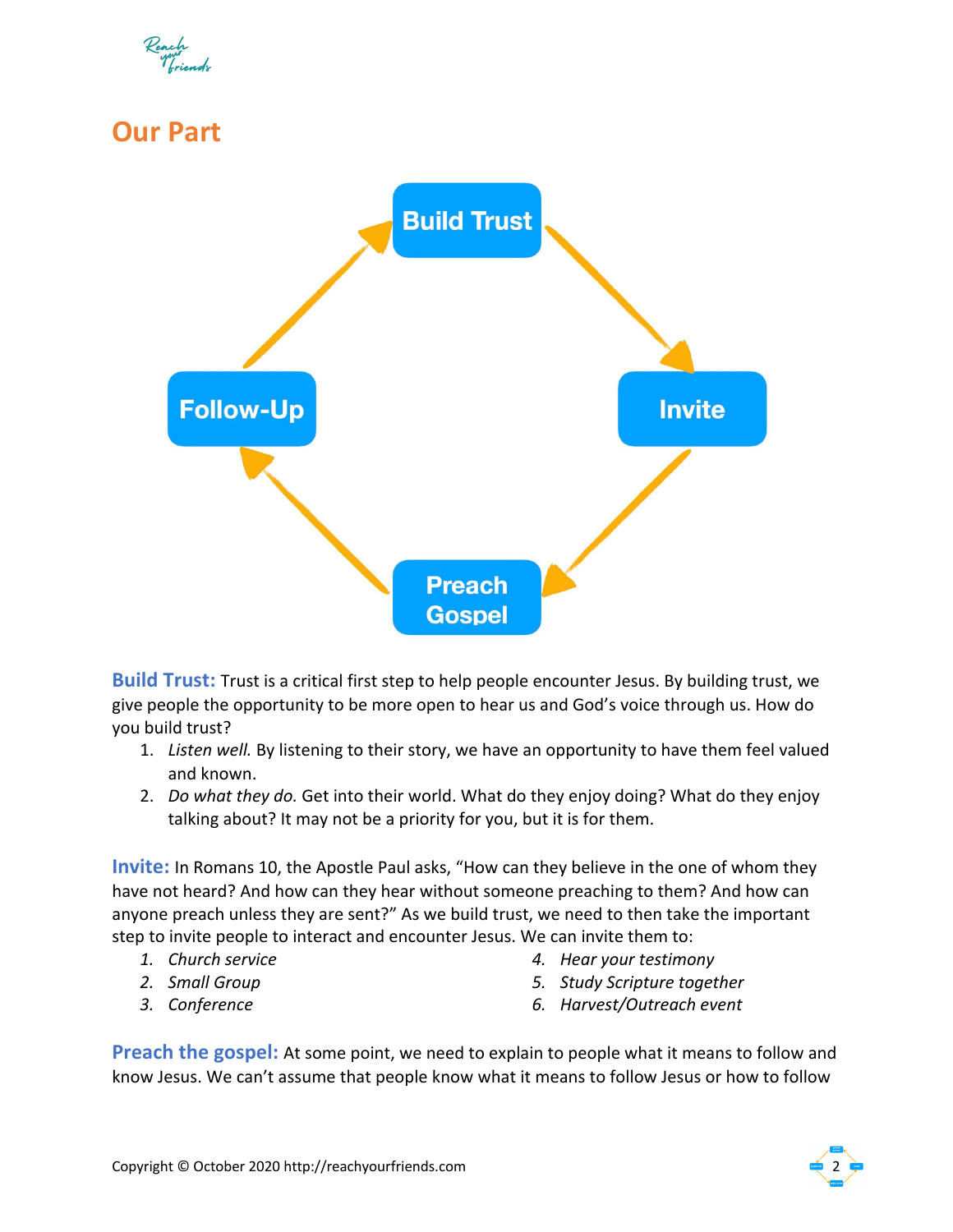## Our Part

Build Trust → Invite → Preach Gospel → Follow-Up

**Build Trust:** Trust is a critical first step to help people encounter Jesus. By building trust, we give people the opportunity to be more open to hear us and God's voice through us. How do you build trust?

1. *Listen well.* By listening to their story, we have an opportunity to have them feel valued and known.
2. *Do what they do.* Get into their world. What do they enjoy doing? What do they enjoy talking about? It may not be a priority for you, but it is for them.

**Invite:** In Romans 10, the Apostle Paul asks, "How can they believe in the one of whom they have not heard? And how can they hear without someone preaching to them? And how can anyone preach unless they are sent?" As we build trust, we need to then take the important step to invite people to interact and encounter Jesus. We can invite them to:

1. *Church service*
2. *Small Group*
3. *Conference*
4. *Hear your testimony*
5. *Study Scripture together*
6. *Harvest/Outreach event*

**Preach the gospel:** At some point, we need to explain to people what it means to follow and know Jesus. We can't assume that people know what it means to follow Jesus or how to follow

Copyright © October 2020 http://reachyourfriends.com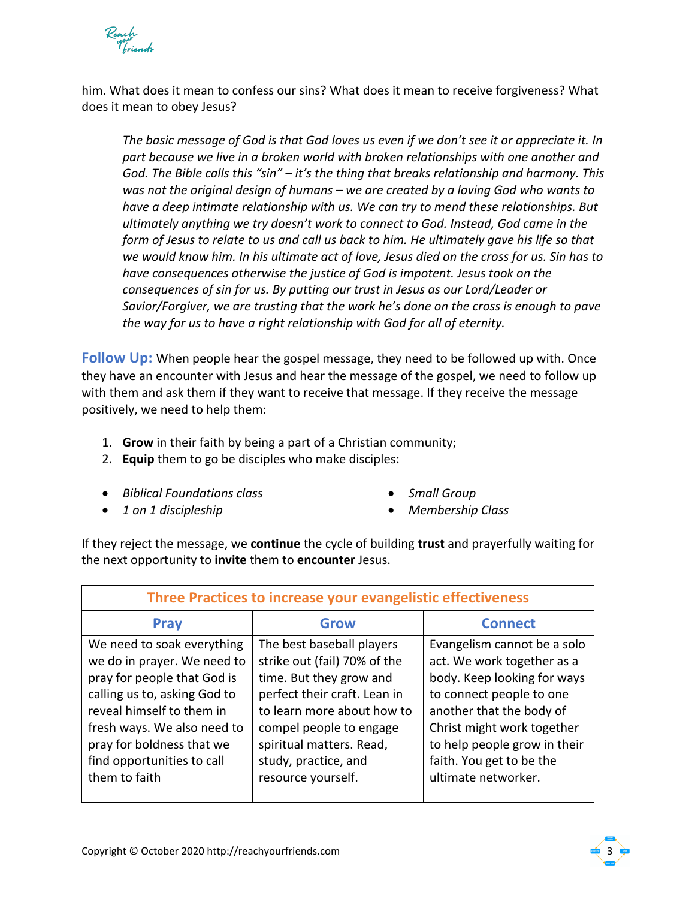him. What does it mean to confess our sins? What does it mean to receive forgiveness? What does it mean to obey Jesus?

> *The basic message of God is that God loves us even if we don't see it or appreciate it. In part because we live in a broken world with broken relationships with one another and God. The Bible calls this "sin" – it's the thing that breaks relationship and harmony. This was not the original design of humans – we are created by a loving God who wants to have a deep intimate relationship with us. We can try to mend these relationships. But ultimately anything we try doesn't work to connect to God. Instead, God came in the form of Jesus to relate to us and call us back to him. He ultimately gave his life so that we would know him. In his ultimate act of love, Jesus died on the cross for us. Sin has to have consequences otherwise the justice of God is impotent. Jesus took on the consequences of sin for us. By putting our trust in Jesus as our Lord/Leader or Savior/Forgiver, we are trusting that the work he's done on the cross is enough to pave the way for us to have a right relationship with God for all of eternity.*

**Follow Up:** When people hear the gospel message, they need to be followed up with. Once they have an encounter with Jesus and hear the message of the gospel, we need to follow up with them and ask them if they want to receive that message. If they receive the message positively, we need to help them:

1. **Grow** in their faith by being a part of a Christian community;
2. **Equip** them to go be disciples who make disciples:

- *Biblical Foundations class*
- *1 on 1 discipleship*
- *Small Group*
- *Membership Class*

If they reject the message, we **continue** the cycle of building **trust** and prayerfully waiting for the next opportunity to **invite** them to **encounter** Jesus.

| Three Practices to increase your evangelistic effectiveness | | |
|---|---|---|
| **Pray** | **Grow** | **Connect** |
| We need to soak everything we do in prayer. We need to pray for people that God is calling us to, asking God to reveal himself to them in fresh ways. We also need to pray for boldness that we find opportunities to call them to faith | The best baseball players strike out (fail) 70% of the time. But they grow and perfect their craft. Lean in to learn more about how to compel people to engage spiritual matters. Read, study, practice, and resource yourself. | Evangelism cannot be a solo act. We work together as a body. Keep looking for ways to connect people to one another that the body of Christ might work together to help people grow in their faith. You get to be the ultimate networker. |

Copyright © October 2020 http://reachyourfriends.com